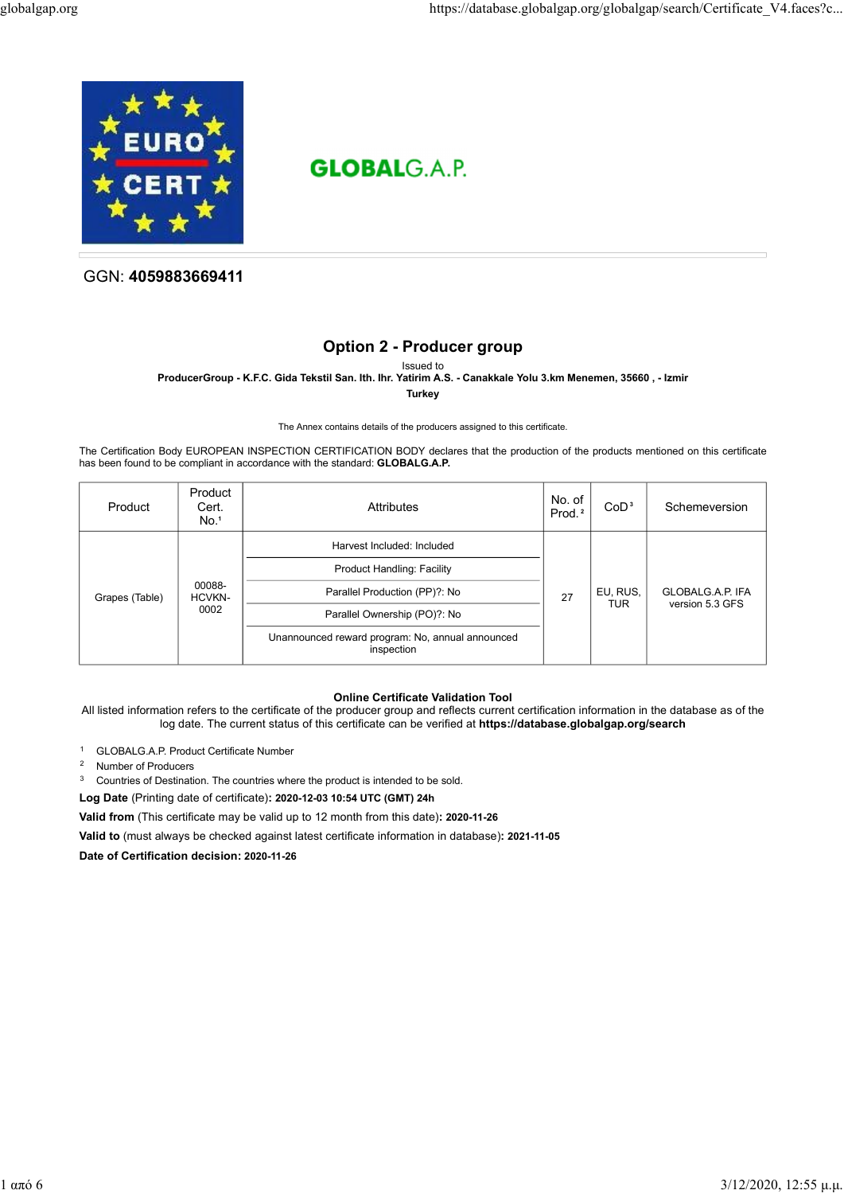GLOBALG.A.P.

GGN: **4059883669411**

## Option 2 - Producer group

Issued to

**ProducerGroup - K.F.C. Gida Tekstil San. Ith. Ihr. Yatirim A.S. - Canakkale Yolu 3.km Menemen, 35660 , - Izmir**

**Turkey**

The Annex contains details of the producers assigned to this certificate.

The Certification Body EUROPEAN INSPECTION CERTIFICATION BODY declares that the production of the products mentioned on this certificate has been found to be compliant in accordance with the standard: **GLOBALG.A.P.**

| Product | Product Cert. No.[1] | Attributes | No. of Prod.[2] | CoD[3] | Schemeversion |
|---|---|---|---|---|---|
| Grapes (Table) | 00088-HCVKN-0002 | Harvest Included: Included<br>Product Handling: Facility<br>Parallel Production (PP)?: No<br>Parallel Ownership (PO)?: No<br>Unannounced reward program: No, annual announced inspection | 27 | EU, RUS, TUR | GLOBALG.A.P. IFA version 5.3 GFS |

**Online Certificate Validation Tool**

All listed information refers to the certificate of the producer group and reflects current certification information in the database as of the log date. The current status of this certificate can be verified at **https://database.globalgap.org/search**

1 GLOBALG.A.P. Product Certificate Number
2 Number of Producers
3 Countries of Destination. The countries where the product is intended to be sold.

**Log Date** (Printing date of certificate)**: 2020-12-03 10:54 UTC (GMT) 24h**

**Valid from** (This certificate may be valid up to 12 month from this date)**: 2020-11-26**

**Valid to** (must always be checked against latest certificate information in database)**: 2021-11-05**

**Date of Certification decision: 2020-11-26**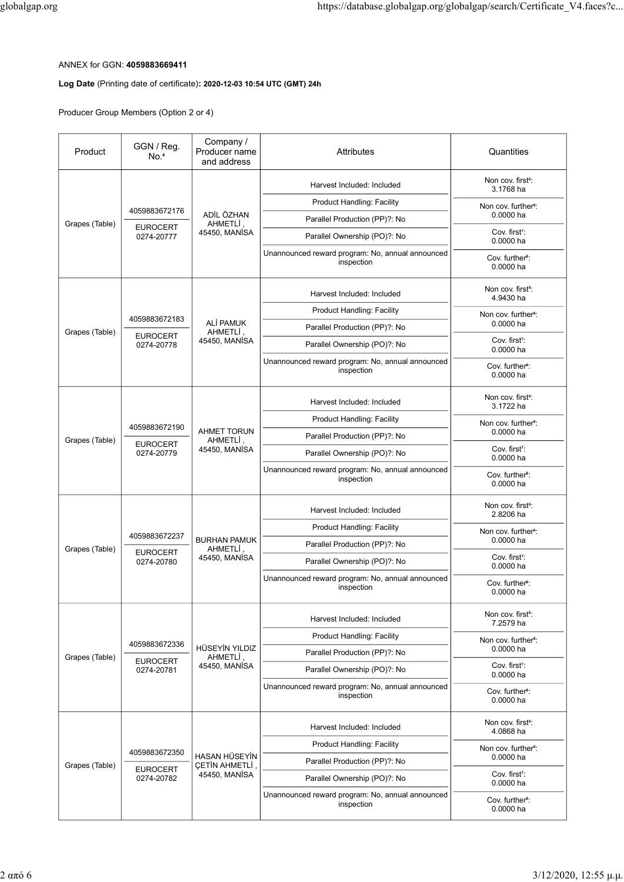ANNEX for GGN: **4059883669411**

**Log Date** (Printing date of certificate)**: 2020-12-03 10:54 UTC (GMT) 24h**

Producer Group Members (Option 2 or 4)

| Product | GGN / Reg. No.[4] | Company / Producer name and address | Attributes | Quantities |
|---|---|---|---|---|
| Grapes (Table) | 4059883672176<br>EUROCERT 0274-20777 | ADİL ÖZHAN AHMETLİ , 45450, MANİSA | Harvest Included: Included<br>Product Handling: Facility<br>Parallel Production (PP)?: No<br>Parallel Ownership (PO)?: No<br>Unannounced reward program: No, annual announced inspection | Non cov. first[5]: 3.1768 ha<br>Non cov. further[6]: 0.0000 ha<br>Cov. first[7]: 0.0000 ha<br>Cov. further[8]: 0.0000 ha |
| Grapes (Table) | 4059883672183<br>EUROCERT 0274-20778 | ALİ PAMUK AHMETLİ , 45450, MANİSA | Harvest Included: Included<br>Product Handling: Facility<br>Parallel Production (PP)?: No<br>Parallel Ownership (PO)?: No<br>Unannounced reward program: No, annual announced inspection | Non cov. first[5]: 4.9430 ha<br>Non cov. further[6]: 0.0000 ha<br>Cov. first[7]: 0.0000 ha<br>Cov. further[8]: 0.0000 ha |
| Grapes (Table) | 4059883672190<br>EUROCERT 0274-20779 | AHMET TORUN AHMETLİ , 45450, MANİSA | Harvest Included: Included<br>Product Handling: Facility<br>Parallel Production (PP)?: No<br>Parallel Ownership (PO)?: No<br>Unannounced reward program: No, annual announced inspection | Non cov. first[5]: 3.1722 ha<br>Non cov. further[6]: 0.0000 ha<br>Cov. first[7]: 0.0000 ha<br>Cov. further[8]: 0.0000 ha |
| Grapes (Table) | 4059883672237<br>EUROCERT 0274-20780 | BURHAN PAMUK AHMETLİ , 45450, MANİSA | Harvest Included: Included<br>Product Handling: Facility<br>Parallel Production (PP)?: No<br>Parallel Ownership (PO)?: No<br>Unannounced reward program: No, annual announced inspection | Non cov. first[5]: 2.8206 ha<br>Non cov. further[6]: 0.0000 ha<br>Cov. first[7]: 0.0000 ha<br>Cov. further[8]: 0.0000 ha |
| Grapes (Table) | 4059883672336<br>EUROCERT 0274-20781 | HÜSEYİN YILDIZ AHMETLİ , 45450, MANİSA | Harvest Included: Included<br>Product Handling: Facility<br>Parallel Production (PP)?: No<br>Parallel Ownership (PO)?: No<br>Unannounced reward program: No, annual announced inspection | Non cov. first[5]: 7.2579 ha<br>Non cov. further[6]: 0.0000 ha<br>Cov. first[7]: 0.0000 ha<br>Cov. further[8]: 0.0000 ha |
| Grapes (Table) | 4059883672350<br>EUROCERT 0274-20782 | HASAN HÜSEYİN ÇETİN AHMETLİ , 45450, MANİSA | Harvest Included: Included<br>Product Handling: Facility<br>Parallel Production (PP)?: No<br>Parallel Ownership (PO)?: No<br>Unannounced reward program: No, annual announced inspection | Non cov. first[5]: 4.0868 ha<br>Non cov. further[6]: 0.0000 ha<br>Cov. first[7]: 0.0000 ha<br>Cov. further[8]: 0.0000 ha |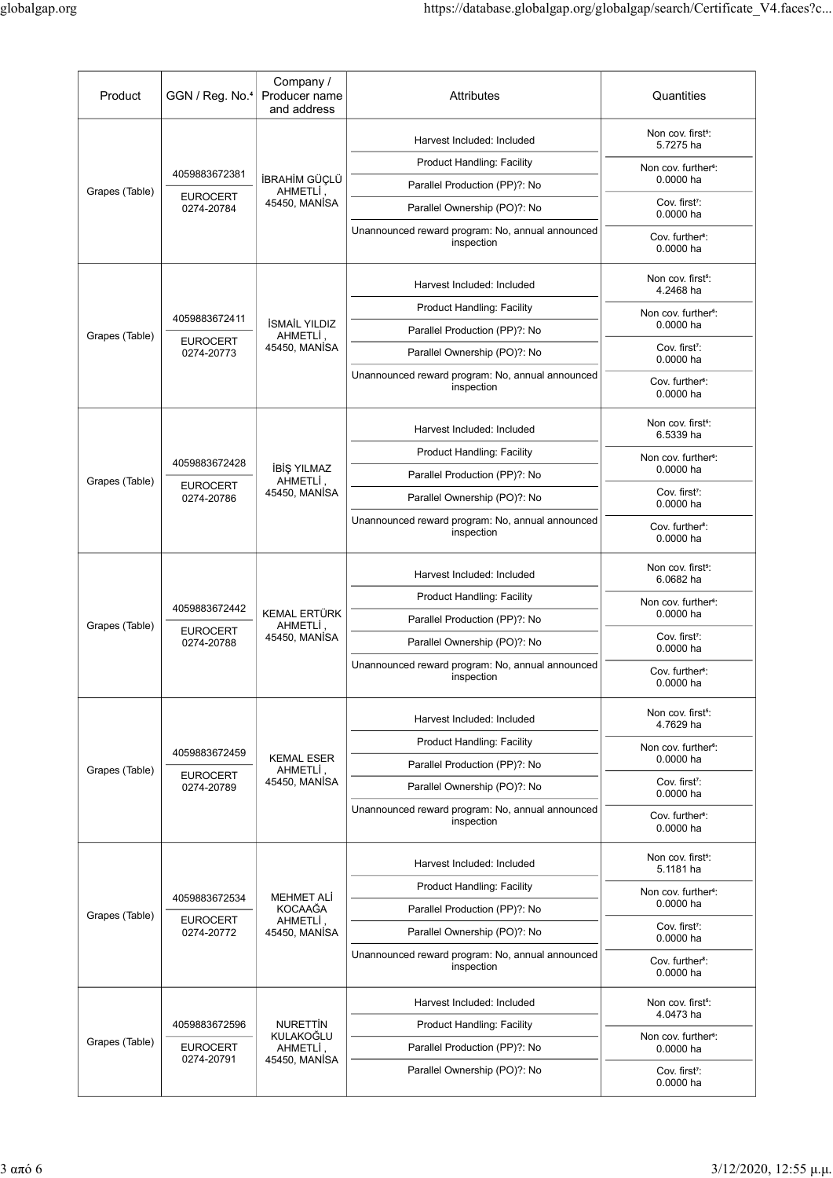| Product | GGN / Reg. No.[4] | Company / Producer name and address | Attributes | Quantities |
|---|---|---|---|---|
| Grapes (Table) | 4059883672381<br>EUROCERT 0274-20784 | İBRAHİM GÜÇLÜ AHMETLİ , 45450, MANİSA | Harvest Included: Included<br>Product Handling: Facility<br>Parallel Production (PP)?: No<br>Parallel Ownership (PO)?: No<br>Unannounced reward program: No, annual announced inspection | Non cov. first[5]: 5.7275 ha<br>Non cov. further[6]: 0.0000 ha<br>Cov. first[7]: 0.0000 ha<br>Cov. further[8]: 0.0000 ha |
| Grapes (Table) | 4059883672411<br>EUROCERT 0274-20773 | İSMAİL YILDIZ AHMETLİ , 45450, MANİSA | Harvest Included: Included<br>Product Handling: Facility<br>Parallel Production (PP)?: No<br>Parallel Ownership (PO)?: No<br>Unannounced reward program: No, annual announced inspection | Non cov. first[5]: 4.2468 ha<br>Non cov. further[6]: 0.0000 ha<br>Cov. first[7]: 0.0000 ha<br>Cov. further[8]: 0.0000 ha |
| Grapes (Table) | 4059883672428<br>EUROCERT 0274-20786 | İBİŞ YILMAZ AHMETLİ , 45450, MANİSA | Harvest Included: Included<br>Product Handling: Facility<br>Parallel Production (PP)?: No<br>Parallel Ownership (PO)?: No<br>Unannounced reward program: No, annual announced inspection | Non cov. first[5]: 6.5339 ha<br>Non cov. further[6]: 0.0000 ha<br>Cov. first[7]: 0.0000 ha<br>Cov. further[8]: 0.0000 ha |
| Grapes (Table) | 4059883672442<br>EUROCERT 0274-20788 | KEMAL ERTÜRK AHMETLİ , 45450, MANİSA | Harvest Included: Included<br>Product Handling: Facility<br>Parallel Production (PP)?: No<br>Parallel Ownership (PO)?: No<br>Unannounced reward program: No, annual announced inspection | Non cov. first[5]: 6.0682 ha<br>Non cov. further[6]: 0.0000 ha<br>Cov. first[7]: 0.0000 ha<br>Cov. further[8]: 0.0000 ha |
| Grapes (Table) | 4059883672459<br>EUROCERT 0274-20789 | KEMAL ESER AHMETLİ , 45450, MANİSA | Harvest Included: Included<br>Product Handling: Facility<br>Parallel Production (PP)?: No<br>Parallel Ownership (PO)?: No<br>Unannounced reward program: No, annual announced inspection | Non cov. first[5]: 4.7629 ha<br>Non cov. further[6]: 0.0000 ha<br>Cov. first[7]: 0.0000 ha<br>Cov. further[8]: 0.0000 ha |
| Grapes (Table) | 4059883672534<br>EUROCERT 0274-20772 | MEHMET ALİ KOCAAĞA AHMETLİ , 45450, MANİSA | Harvest Included: Included<br>Product Handling: Facility<br>Parallel Production (PP)?: No<br>Parallel Ownership (PO)?: No<br>Unannounced reward program: No, annual announced inspection | Non cov. first[5]: 5.1181 ha<br>Non cov. further[6]: 0.0000 ha<br>Cov. first[7]: 0.0000 ha<br>Cov. further[8]: 0.0000 ha |
| Grapes (Table) | 4059883672596<br>EUROCERT 0274-20791 | NURETTİN KULAKOĞLU AHMETLİ , 45450, MANİSA | Harvest Included: Included<br>Product Handling: Facility<br>Parallel Production (PP)?: No<br>Parallel Ownership (PO)?: No | Non cov. first[5]: 4.0473 ha<br>Non cov. further[6]: 0.0000 ha<br>Cov. first[7]: 0.0000 ha |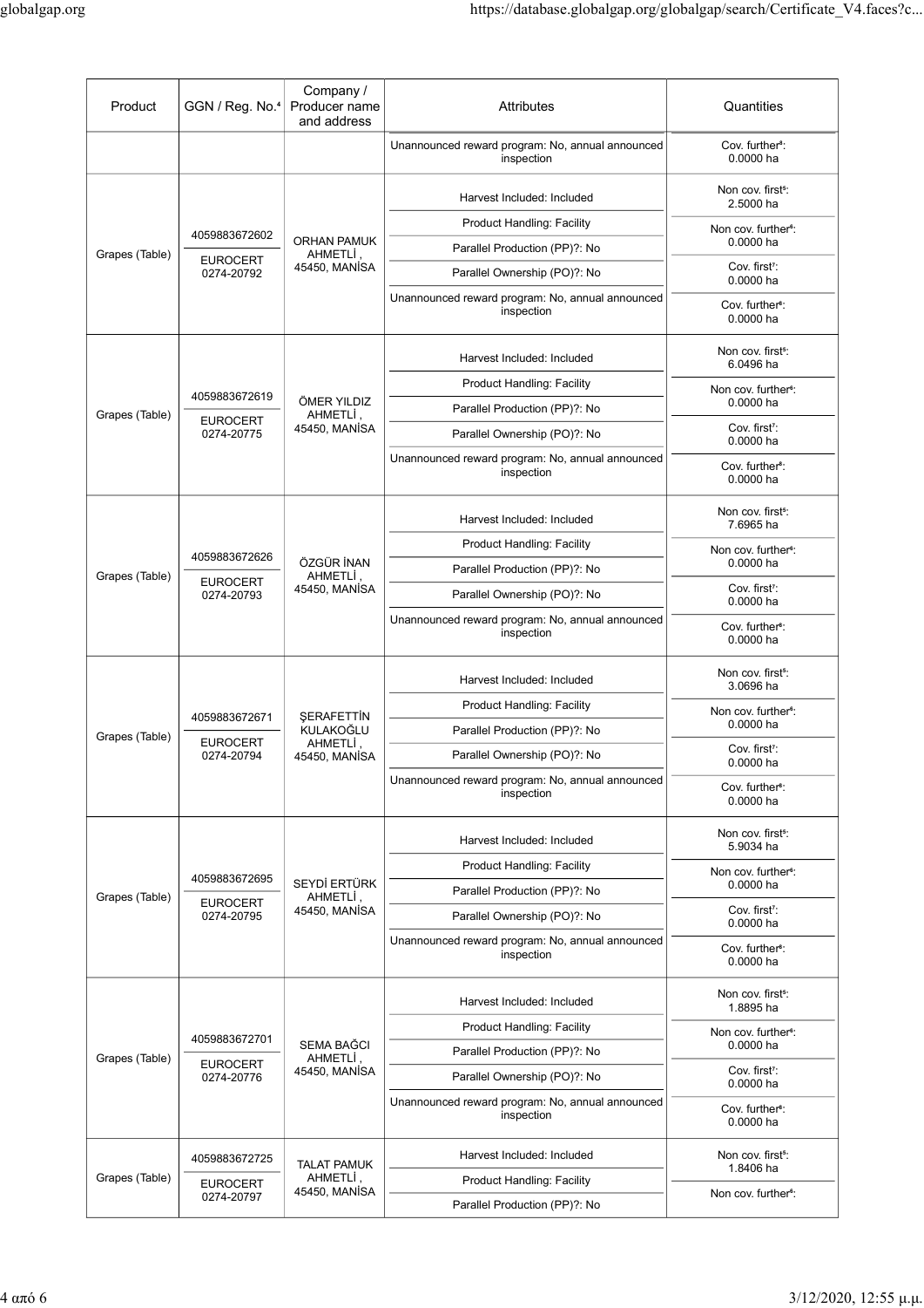| Product | GGN / Reg. No.[4] | Company / Producer name and address | Attributes | Quantities |
|---|---|---|---|---|
| | | | Unannounced reward program: No, annual announced inspection | Cov. further[8]: 0.0000 ha |
| Grapes (Table) | 4059883672602<br>EUROCERT 0274-20792 | ORHAN PAMUK AHMETLİ , 45450, MANİSA | Harvest Included: Included<br>Product Handling: Facility<br>Parallel Production (PP)?: No<br>Parallel Ownership (PO)?: No<br>Unannounced reward program: No, annual announced inspection | Non cov. first[5]: 2.5000 ha<br>Non cov. further[6]: 0.0000 ha<br>Cov. first[7]: 0.0000 ha<br>Cov. further[8]: 0.0000 ha |
| Grapes (Table) | 4059883672619<br>EUROCERT 0274-20775 | ÖMER YILDIZ AHMETLİ , 45450, MANİSA | Harvest Included: Included<br>Product Handling: Facility<br>Parallel Production (PP)?: No<br>Parallel Ownership (PO)?: No<br>Unannounced reward program: No, annual announced inspection | Non cov. first[5]: 6.0496 ha<br>Non cov. further[6]: 0.0000 ha<br>Cov. first[7]: 0.0000 ha<br>Cov. further[8]: 0.0000 ha |
| Grapes (Table) | 4059883672626<br>EUROCERT 0274-20793 | ÖZGÜR İNAN AHMETLİ , 45450, MANİSA | Harvest Included: Included<br>Product Handling: Facility<br>Parallel Production (PP)?: No<br>Parallel Ownership (PO)?: No<br>Unannounced reward program: No, annual announced inspection | Non cov. first[5]: 7.6965 ha<br>Non cov. further[6]: 0.0000 ha<br>Cov. first[7]: 0.0000 ha<br>Cov. further[8]: 0.0000 ha |
| Grapes (Table) | 4059883672671<br>EUROCERT 0274-20794 | ŞERAFETTİN KULAKOĞLU AHMETLİ , 45450, MANİSA | Harvest Included: Included<br>Product Handling: Facility<br>Parallel Production (PP)?: No<br>Parallel Ownership (PO)?: No<br>Unannounced reward program: No, annual announced inspection | Non cov. first[5]: 3.0696 ha<br>Non cov. further[6]: 0.0000 ha<br>Cov. first[7]: 0.0000 ha<br>Cov. further[8]: 0.0000 ha |
| Grapes (Table) | 4059883672695<br>EUROCERT 0274-20795 | SEYDİ ERTÜRK AHMETLİ , 45450, MANİSA | Harvest Included: Included<br>Product Handling: Facility<br>Parallel Production (PP)?: No<br>Parallel Ownership (PO)?: No<br>Unannounced reward program: No, annual announced inspection | Non cov. first[5]: 5.9034 ha<br>Non cov. further[6]: 0.0000 ha<br>Cov. first[7]: 0.0000 ha<br>Cov. further[8]: 0.0000 ha |
| Grapes (Table) | 4059883672701<br>EUROCERT 0274-20776 | SEMA BAĞCI AHMETLİ , 45450, MANİSA | Harvest Included: Included<br>Product Handling: Facility<br>Parallel Production (PP)?: No<br>Parallel Ownership (PO)?: No<br>Unannounced reward program: No, annual announced inspection | Non cov. first[5]: 1.8895 ha<br>Non cov. further[6]: 0.0000 ha<br>Cov. first[7]: 0.0000 ha<br>Cov. further[8]: 0.0000 ha |
| Grapes (Table) | 4059883672725<br>EUROCERT 0274-20797 | TALAT PAMUK AHMETLİ , 45450, MANİSA | Harvest Included: Included<br>Product Handling: Facility<br>Parallel Production (PP)?: No | Non cov. first[5]: 1.8406 ha<br>Non cov. further[6]: |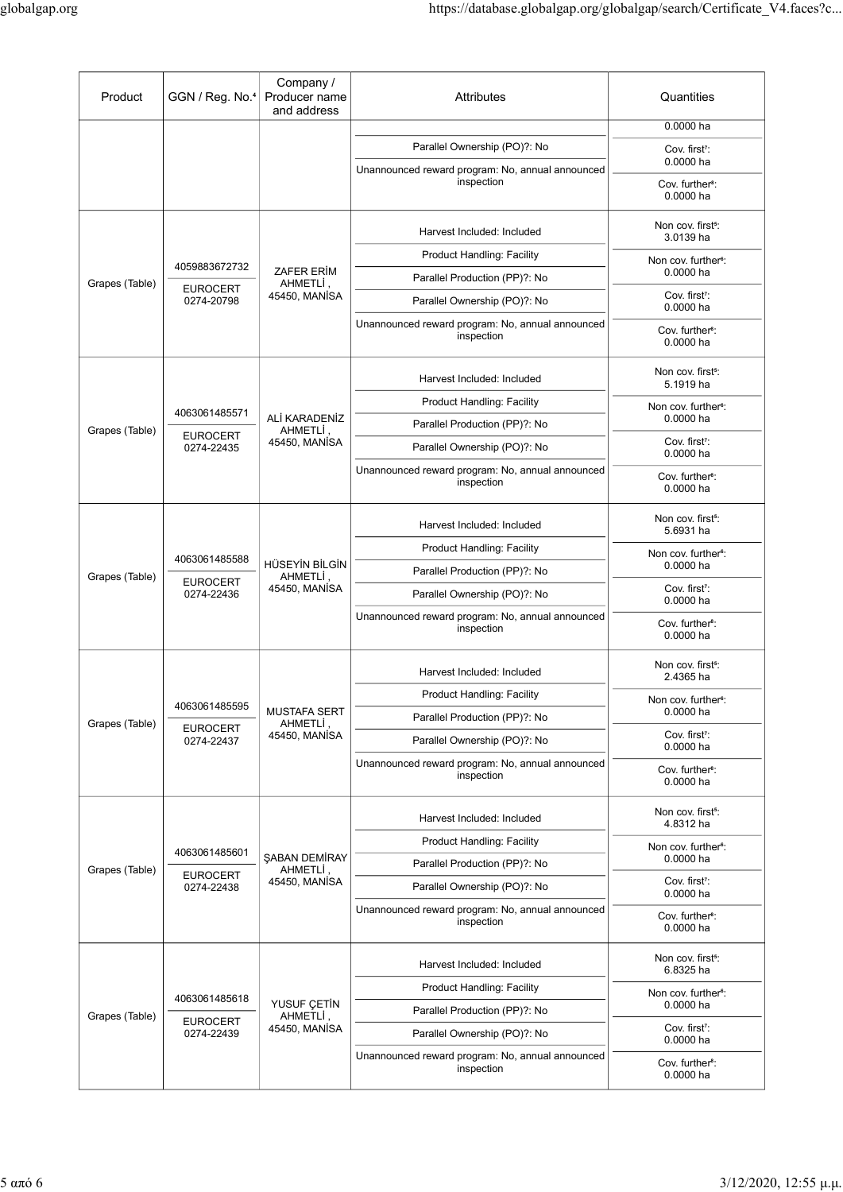| Product | GGN / Reg. No.[4] | Company / Producer name and address | Attributes | Quantities |
|---|---|---|---|---|
| | | | Parallel Ownership (PO)?: No<br>Unannounced reward program: No, annual announced inspection | 0.0000 ha<br>Cov. first[7]: 0.0000 ha<br>Cov. further[8]: 0.0000 ha |
| Grapes (Table) | 4059883672732<br>EUROCERT 0274-20798 | ZAFER ERİM AHMETLİ , 45450, MANİSA | Harvest Included: Included<br>Product Handling: Facility<br>Parallel Production (PP)?: No<br>Parallel Ownership (PO)?: No<br>Unannounced reward program: No, annual announced inspection | Non cov. first[5]: 3.0139 ha<br>Non cov. further[6]: 0.0000 ha<br>Cov. first[7]: 0.0000 ha<br>Cov. further[8]: 0.0000 ha |
| Grapes (Table) | 4063061485571<br>EUROCERT 0274-22435 | ALİ KARADENİZ AHMETLİ , 45450, MANİSA | Harvest Included: Included<br>Product Handling: Facility<br>Parallel Production (PP)?: No<br>Parallel Ownership (PO)?: No<br>Unannounced reward program: No, annual announced inspection | Non cov. first[5]: 5.1919 ha<br>Non cov. further[6]: 0.0000 ha<br>Cov. first[7]: 0.0000 ha<br>Cov. further[8]: 0.0000 ha |
| Grapes (Table) | 4063061485588<br>EUROCERT 0274-22436 | HÜSEYİN BİLGİN AHMETLİ , 45450, MANİSA | Harvest Included: Included<br>Product Handling: Facility<br>Parallel Production (PP)?: No<br>Parallel Ownership (PO)?: No<br>Unannounced reward program: No, annual announced inspection | Non cov. first[5]: 5.6931 ha<br>Non cov. further[6]: 0.0000 ha<br>Cov. first[7]: 0.0000 ha<br>Cov. further[8]: 0.0000 ha |
| Grapes (Table) | 4063061485595<br>EUROCERT 0274-22437 | MUSTAFA SERT AHMETLİ , 45450, MANİSA | Harvest Included: Included<br>Product Handling: Facility<br>Parallel Production (PP)?: No<br>Parallel Ownership (PO)?: No<br>Unannounced reward program: No, annual announced inspection | Non cov. first[5]: 2.4365 ha<br>Non cov. further[6]: 0.0000 ha<br>Cov. first[7]: 0.0000 ha<br>Cov. further[8]: 0.0000 ha |
| Grapes (Table) | 4063061485601<br>EUROCERT 0274-22438 | ŞABAN DEMİRAY AHMETLİ , 45450, MANİSA | Harvest Included: Included<br>Product Handling: Facility<br>Parallel Production (PP)?: No<br>Parallel Ownership (PO)?: No<br>Unannounced reward program: No, annual announced inspection | Non cov. first[5]: 4.8312 ha<br>Non cov. further[6]: 0.0000 ha<br>Cov. first[7]: 0.0000 ha<br>Cov. further[8]: 0.0000 ha |
| Grapes (Table) | 4063061485618<br>EUROCERT 0274-22439 | YUSUF ÇETİN AHMETLİ , 45450, MANİSA | Harvest Included: Included<br>Product Handling: Facility<br>Parallel Production (PP)?: No<br>Parallel Ownership (PO)?: No<br>Unannounced reward program: No, annual announced inspection | Non cov. first[5]: 6.8325 ha<br>Non cov. further[6]: 0.0000 ha<br>Cov. first[7]: 0.0000 ha<br>Cov. further[8]: 0.0000 ha |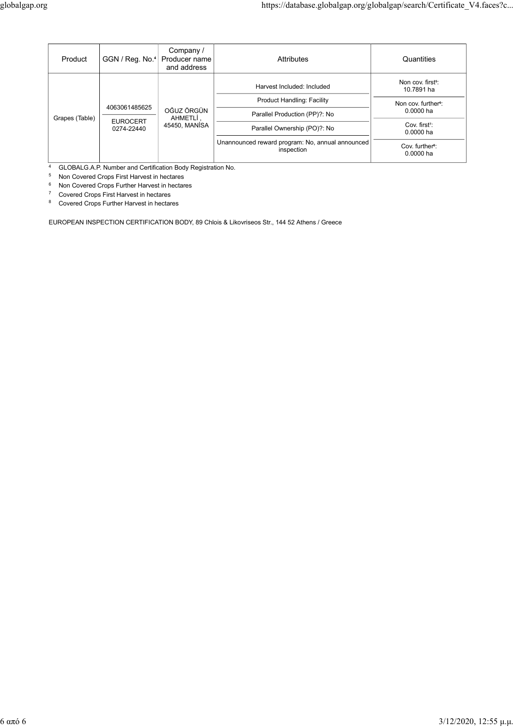| Product | GGN / Reg. No.[4] | Company / Producer name and address | Attributes | Quantities |
| --- | --- | --- | --- | --- |
| Grapes (Table) | 4063061485625<br>EUROCERT 0274-22440 | OĞUZ ÖRGÜN AHMETLİ , 45450, MANİSA | Harvest Included: Included<br>Product Handling: Facility<br>Parallel Production (PP)?: No<br>Parallel Ownership (PO)?: No<br>Unannounced reward program: No, annual announced inspection | Non cov. first[5]: 10.7891 ha<br>Non cov. further[6]: 0.0000 ha<br>Cov. first[7]: 0.0000 ha<br>Cov. further[8]: 0.0000 ha |

[4] GLOBALG.A.P. Number and Certification Body Registration No.

[5] Non Covered Crops First Harvest in hectares

[6] Non Covered Crops Further Harvest in hectares

[7] Covered Crops First Harvest in hectares

[8] Covered Crops Further Harvest in hectares

EUROPEAN INSPECTION CERTIFICATION BODY, 89 Chlois & Likovriseos Str., 144 52 Athens / Greece